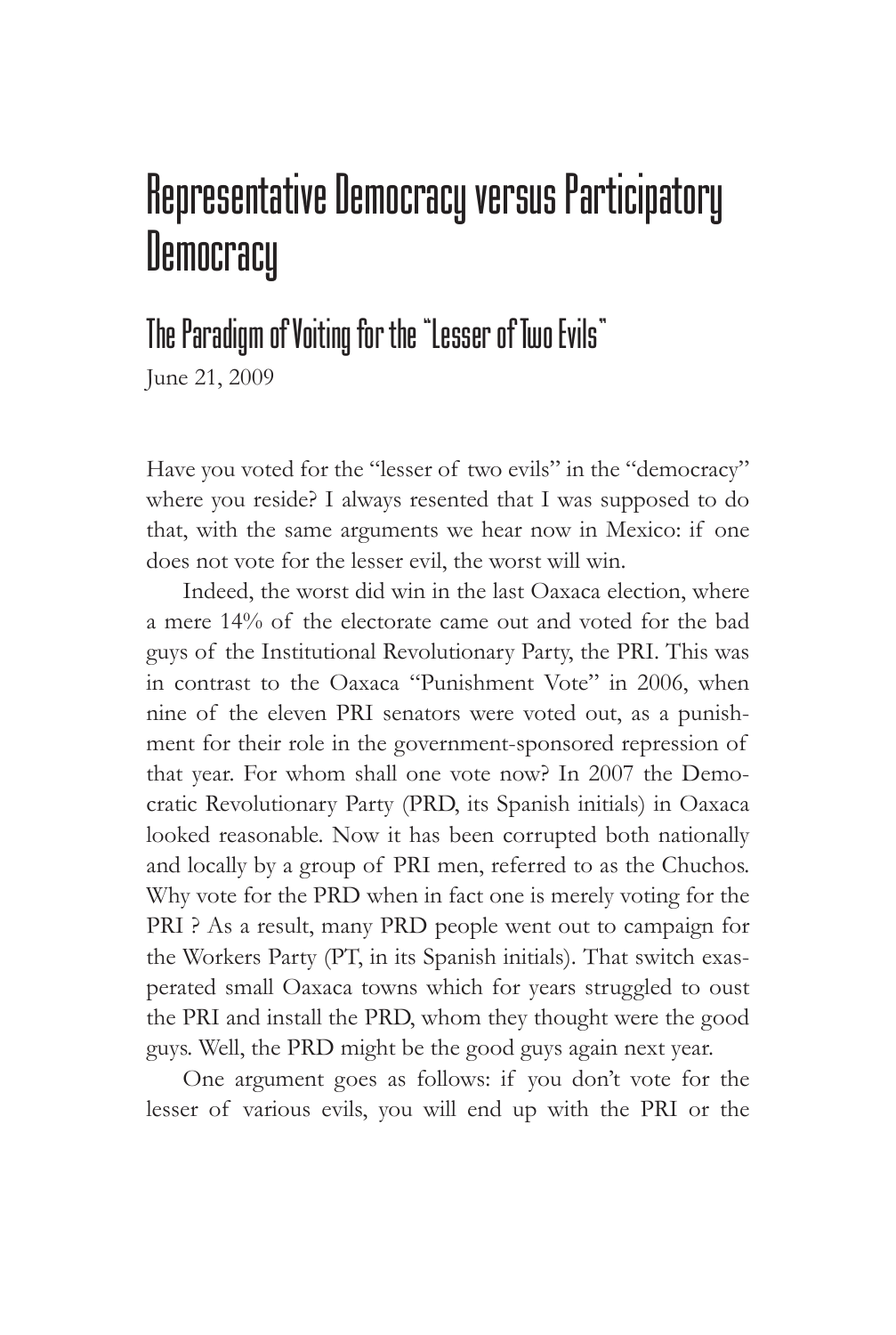# Representative Democracy versus Participatory Democracy

## The Paradigm of Voting for the "Lesser of Two Evils"

June 21, 2009

Have you voted for the "lesser of two evils" in the "democracy" where you reside? I always resented that I was supposed to do that, with the same arguments we hear now in Mexico: if one does not vote for the lesser evil, the worst will win.

Indeed, the worst did win in the last Oaxaca election, where a mere 14% of the electorate came out and voted for the bad guys of the Institutional Revolutionary Party, the PRI. This was in contrast to the Oaxaca "Punishment Vote" in 2006, when nine of the eleven PRI senators were voted out, as a punishment for their role in the government-sponsored repression of that year. For whom shall one vote now? In 2007 the Democratic Revolutionary Party (PRD, its Spanish initials) in Oaxaca looked reasonable. Now it has been corrupted both nationally and locally by a group of PRI men, referred to as the Chuchos. Why vote for the PRD when in fact one is merely voting for the PRI ? As a result, many PRD people went out to campaign for the Workers Party (PT, in its Spanish initials). That switch exasperated small Oaxaca towns which for years struggled to oust the PRI and install the PRD, whom they thought were the good guys. Well, the PRD might be the good guys again next year.

One argument goes as follows: if you don't vote for the lesser of various evils, you will end up with the PRI or the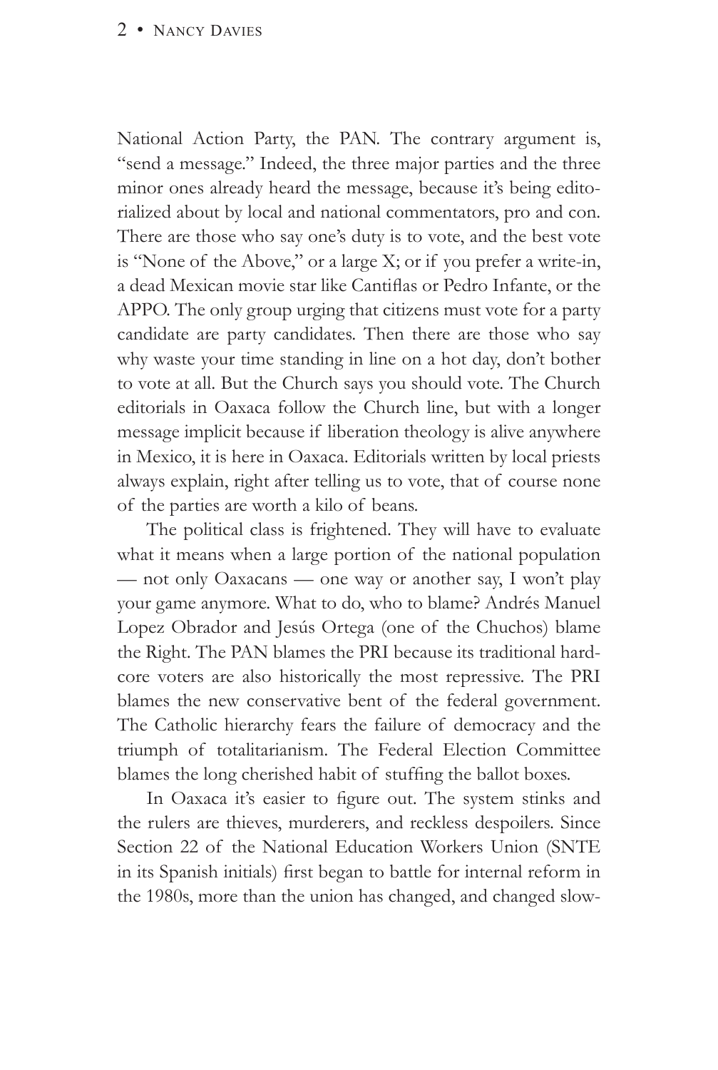National Action Party, the PAN. The contrary argument is, "send a message." Indeed, the three major parties and the three minor ones already heard the message, because it's being editorialized about by local and national commentators, pro and con. There are those who say one's duty is to vote, and the best vote is "None of the Above," or a large X; or if you prefer a write-in, a dead Mexican movie star like Cantiflas or Pedro Infante, or the APPO. The only group urging that citizens must vote for a party candidate are party candidates. Then there are those who say why waste your time standing in line on a hot day, don't bother to vote at all. But the Church says you should vote. The Church editorials in Oaxaca follow the Church line, but with a longer message implicit because if liberation theology is alive anywhere in Mexico, it is here in Oaxaca. Editorials written by local priests always explain, right after telling us to vote, that of course none of the parties are worth a kilo of beans.

The political class is frightened. They will have to evaluate what it means when a large portion of the national population — not only Oaxacans — one way or another say, I won't play your game anymore. What to do, who to blame? Andrés Manuel Lopez Obrador and Jesús Ortega (one of the Chuchos) blame the Right. The PAN blames the PRI because its traditional hardcore voters are also historically the most repressive. The PRI blames the new conservative bent of the federal government. The Catholic hierarchy fears the failure of democracy and the triumph of totalitarianism. The Federal Election Committee blames the long cherished habit of stuffing the ballot boxes.

In Oaxaca it's easier to figure out. The system stinks and the rulers are thieves, murderers, and reckless despoilers. Since Section 22 of the National Education Workers Union (SNTE in its Spanish initials) first began to battle for internal reform in the 1980s, more than the union has changed, and changed slow-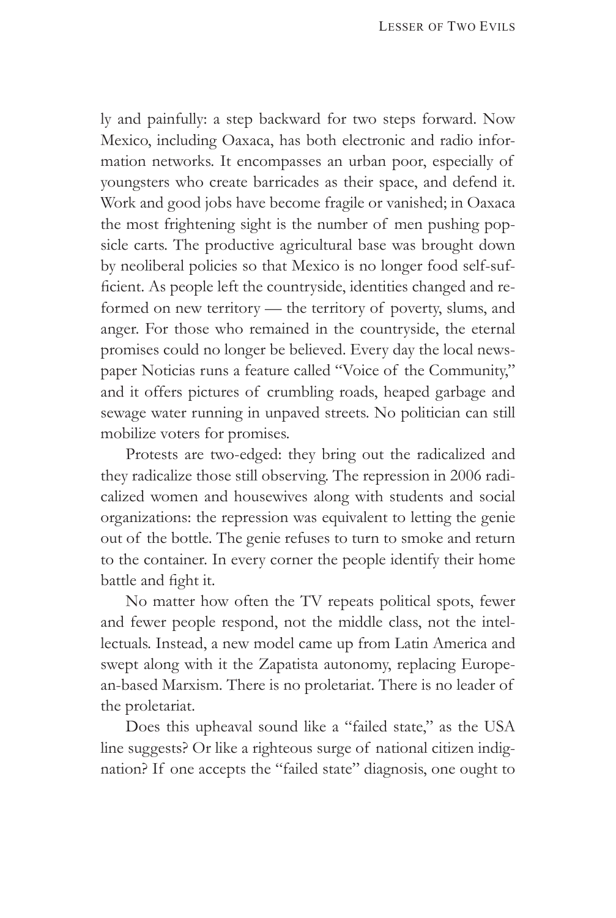ly and painfully: a step backward for two steps forward. Now Mexico, including Oaxaca, has both electronic and radio information networks. It encompasses an urban poor, especially of youngsters who create barricades as their space, and defend it. Work and good jobs have become fragile or vanished; in Oaxaca the most frightening sight is the number of men pushing popsicle carts. The productive agricultural base was brought down by neoliberal policies so that Mexico is no longer food self-sufficient. As people left the countryside, identities changed and reformed on new territory — the territory of poverty, slums, and anger. For those who remained in the countryside, the eternal promises could no longer be believed. Every day the local newspaper Noticias runs a feature called "Voice of the Community," and it offers pictures of crumbling roads, heaped garbage and sewage water running in unpaved streets. No politician can still mobilize voters for promises.

Protests are two-edged: they bring out the radicalized and they radicalize those still observing. The repression in 2006 radicalized women and housewives along with students and social organizations: the repression was equivalent to letting the genie out of the bottle. The genie refuses to turn to smoke and return to the container. In every corner the people identify their home battle and fight it.

No matter how often the TV repeats political spots, fewer and fewer people respond, not the middle class, not the intellectuals. Instead, a new model came up from Latin America and swept along with it the Zapatista autonomy, replacing European-based Marxism. There is no proletariat. There is no leader of the proletariat.

Does this upheaval sound like a "failed state," as the USA line suggests? Or like a righteous surge of national citizen indignation? If one accepts the "failed state" diagnosis, one ought to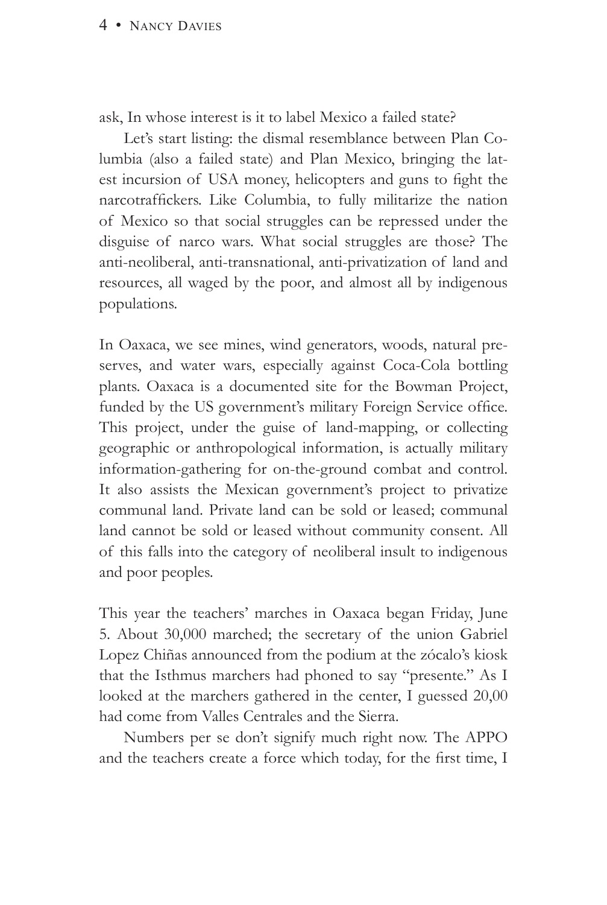ask, In whose interest is it to label Mexico a failed state?

Let's start listing: the dismal resemblance between Plan Columbia (also a failed state) and Plan Mexico, bringing the latest incursion of USA money, helicopters and guns to fight the narcotraffickers. Like Columbia, to fully militarize the nation of Mexico so that social struggles can be repressed under the disguise of narco wars. What social struggles are those? The anti-neoliberal, anti-transnational, anti-privatization of land and resources, all waged by the poor, and almost all by indigenous populations.

In Oaxaca, we see mines, wind generators, woods, natural preserves, and water wars, especially against Coca-Cola bottling plants. Oaxaca is a documented site for the Bowman Project, funded by the US government's military Foreign Service office. This project, under the guise of land-mapping, or collecting geographic or anthropological information, is actually military information-gathering for on-the-ground combat and control. It also assists the Mexican government's project to privatize communal land. Private land can be sold or leased; communal land cannot be sold or leased without community consent. All of this falls into the category of neoliberal insult to indigenous and poor peoples.

This year the teachers' marches in Oaxaca began Friday, June 5. About 30,000 marched; the secretary of the union Gabriel Lopez Chiñas announced from the podium at the zócalo's kiosk that the Isthmus marchers had phoned to say "presente." As I looked at the marchers gathered in the center, I guessed 20,00 had come from Valles Centrales and the Sierra.

Numbers per se don't signify much right now. The APPO and the teachers create a force which today, for the first time, I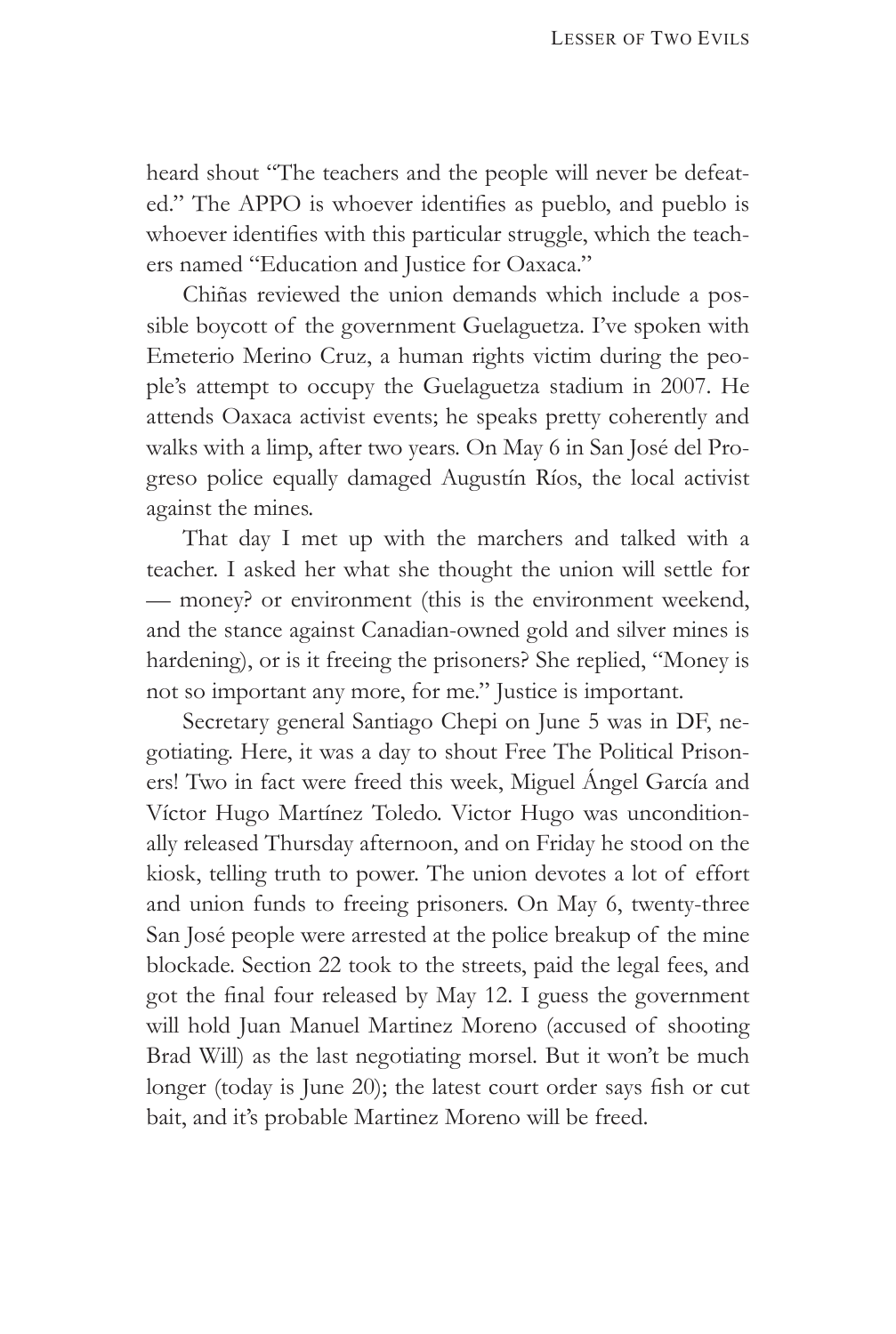heard shout "The teachers and the people will never be defeated." The APPO is whoever identifies as pueblo, and pueblo is whoever identifies with this particular struggle, which the teachers named "Education and Justice for Oaxaca."

Chiñas reviewed the union demands which include a possible boycott of the government Guelaguetza. I've spoken with Emeterio Merino Cruz, a human rights victim during the people's attempt to occupy the Guelaguetza stadium in 2007. He attends Oaxaca activist events; he speaks pretty coherently and walks with a limp, after two years. On May 6 in San José del Progreso police equally damaged Augustín Ríos, the local activist against the mines.

That day I met up with the marchers and talked with a teacher. I asked her what she thought the union will settle for — money? or environment (this is the environment weekend, and the stance against Canadian-owned gold and silver mines is hardening), or is it freeing the prisoners? She replied, "Money is not so important any more, for me." Justice is important.

Secretary general Santiago Chepi on June 5 was in DF, negotiating. Here, it was a day to shout Free The Political Prisoners! Two in fact were freed this week, Miguel Ángel García and Víctor Hugo Martínez Toledo. Victor Hugo was unconditionally released Thursday afternoon, and on Friday he stood on the kiosk, telling truth to power. The union devotes a lot of effort and union funds to freeing prisoners. On May 6, twenty-three San José people were arrested at the police breakup of the mine blockade. Section 22 took to the streets, paid the legal fees, and got the final four released by May 12. I guess the government will hold Juan Manuel Martinez Moreno (accused of shooting Brad Will) as the last negotiating morsel. But it won't be much longer (today is June 20); the latest court order says fish or cut bait, and it's probable Martinez Moreno will be freed.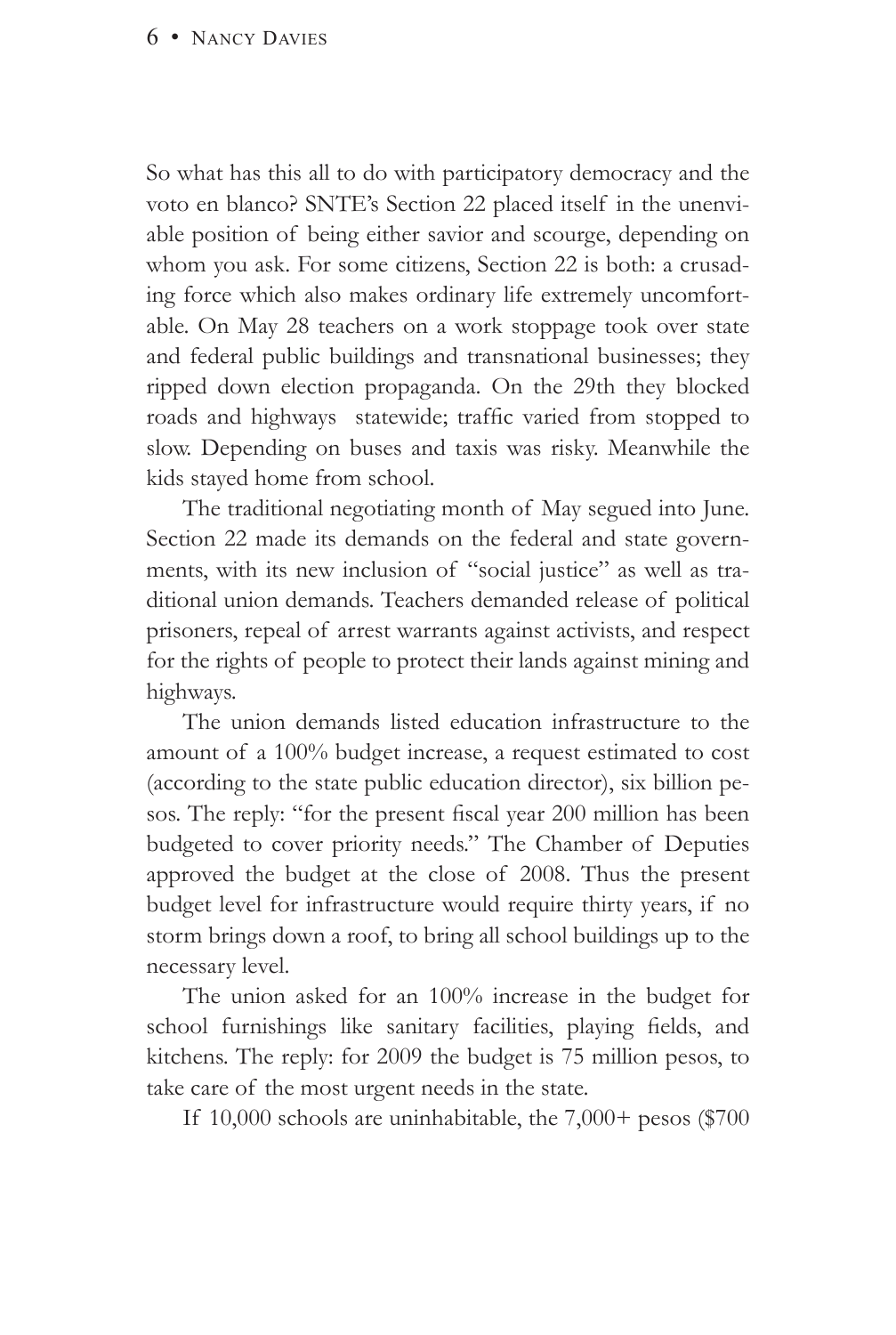So what has this all to do with participatory democracy and the voto en blanco? SNTE's Section 22 placed itself in the unenviable position of being either savior and scourge, depending on whom you ask. For some citizens, Section 22 is both: a crusading force which also makes ordinary life extremely uncomfortable. On May 28 teachers on a work stoppage took over state and federal public buildings and transnational businesses; they ripped down election propaganda. On the 29th they blocked roads and highways statewide; traffic varied from stopped to slow. Depending on buses and taxis was risky. Meanwhile the kids stayed home from school.

The traditional negotiating month of May segued into June. Section 22 made its demands on the federal and state governments, with its new inclusion of "social justice" as well as traditional union demands. Teachers demanded release of political prisoners, repeal of arrest warrants against activists, and respect for the rights of people to protect their lands against mining and highways.

The union demands listed education infrastructure to the amount of a 100% budget increase, a request estimated to cost (according to the state public education director), six billion pesos. The reply: "for the present fiscal year 200 million has been budgeted to cover priority needs." The Chamber of Deputies approved the budget at the close of 2008. Thus the present budget level for infrastructure would require thirty years, if no storm brings down a roof, to bring all school buildings up to the necessary level.

The union asked for an 100% increase in the budget for school furnishings like sanitary facilities, playing fields, and kitchens. The reply: for 2009 the budget is 75 million pesos, to take care of the most urgent needs in the state.

If 10,000 schools are uninhabitable, the 7,000+ pesos ($700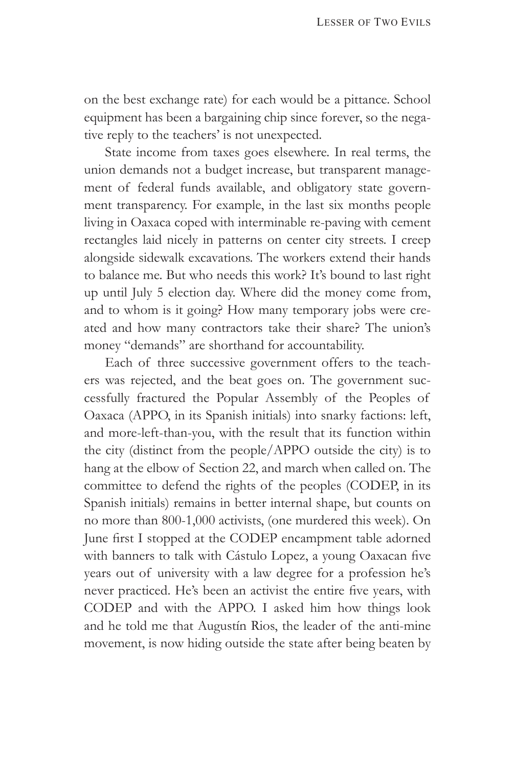on the best exchange rate) for each would be a pittance. School equipment has been a bargaining chip since forever, so the negative reply to the teachers' is not unexpected.

State income from taxes goes elsewhere. In real terms, the union demands not a budget increase, but transparent management of federal funds available, and obligatory state government transparency. For example, in the last six months people living in Oaxaca coped with interminable re-paving with cement rectangles laid nicely in patterns on center city streets. I creep alongside sidewalk excavations. The workers extend their hands to balance me. But who needs this work? It's bound to last right up until July 5 election day. Where did the money come from, and to whom is it going? How many temporary jobs were created and how many contractors take their share? The union's money "demands" are shorthand for accountability.

Each of three successive government offers to the teachers was rejected, and the beat goes on. The government successfully fractured the Popular Assembly of the Peoples of Oaxaca (APPO, in its Spanish initials) into snarky factions: left, and more-left-than-you, with the result that its function within the city (distinct from the people/APPO outside the city) is to hang at the elbow of Section 22, and march when called on. The committee to defend the rights of the peoples (CODEP, in its Spanish initials) remains in better internal shape, but counts on no more than 800-1,000 activists, (one murdered this week). On June first I stopped at the CODEP encampment table adorned with banners to talk with Cástulo Lopez, a young Oaxacan five years out of university with a law degree for a profession he's never practiced. He's been an activist the entire five years, with CODEP and with the APPO. I asked him how things look and he told me that Augustín Rios, the leader of the anti-mine movement, is now hiding outside the state after being beaten by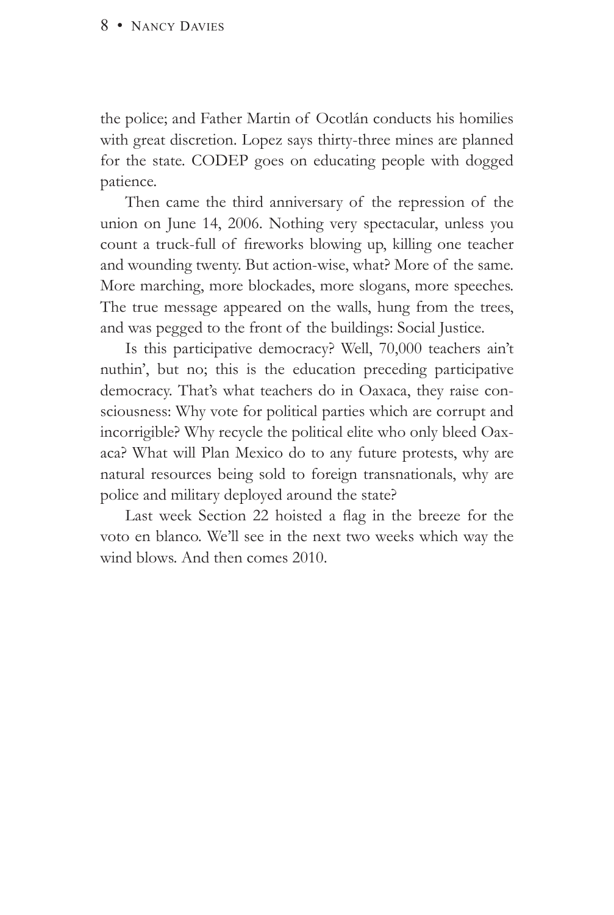the police; and Father Martin of Ocotlán conducts his homilies with great discretion. Lopez says thirty-three mines are planned for the state. CODEP goes on educating people with dogged patience.

Then came the third anniversary of the repression of the union on June 14, 2006. Nothing very spectacular, unless you count a truck-full of fireworks blowing up, killing one teacher and wounding twenty. But action-wise, what? More of the same. More marching, more blockades, more slogans, more speeches. The true message appeared on the walls, hung from the trees, and was pegged to the front of the buildings: Social Justice.

Is this participative democracy? Well, 70,000 teachers ain't nuthin', but no; this is the education preceding participative democracy. That's what teachers do in Oaxaca, they raise consciousness: Why vote for political parties which are corrupt and incorrigible? Why recycle the political elite who only bleed Oaxaca? What will Plan Mexico do to any future protests, why are natural resources being sold to foreign transnationals, why are police and military deployed around the state?

Last week Section 22 hoisted a flag in the breeze for the voto en blanco. We'll see in the next two weeks which way the wind blows. And then comes 2010.